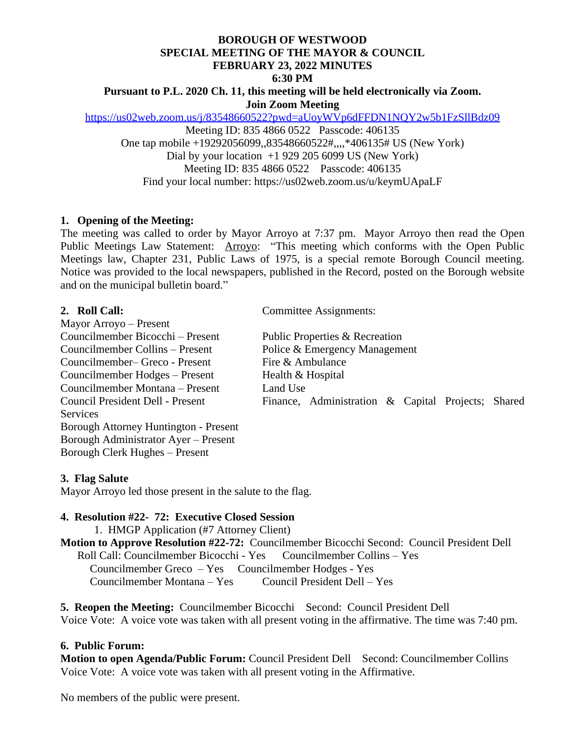**BOROUGH OF WESTWOOD**
**SPECIAL MEETING OF THE MAYOR & COUNCIL**
**FEBRUARY 23, 2022 MINUTES**
**6:30 PM**
**Pursuant to P.L. 2020 Ch. 11, this meeting will be held electronically via Zoom.**
**Join Zoom Meeting**

https://us02web.zoom.us/j/83548660522?pwd=aUoyWVp6dFFDN1NQY2w5b1FzSllBdz09
Meeting ID: 835 4866 0522 Passcode: 406135
One tap mobile +19292056099,,83548660522#,,,,*406135# US (New York)
Dial by your location +1 929 205 6099 US (New York)
Meeting ID: 835 4866 0522 Passcode: 406135
Find your local number: https://us02web.zoom.us/u/keymUApaLF

**1. Opening of the Meeting:**

The meeting was called to order by Mayor Arroyo at 7:37 pm. Mayor Arroyo then read the Open Public Meetings Law Statement: Arroyo: "This meeting which conforms with the Open Public Meetings law, Chapter 231, Public Laws of 1975, is a special remote Borough Council meeting. Notice was provided to the local newspapers, published in the Record, posted on the Borough website and on the municipal bulletin board."

**2. Roll Call:**

| Roll Call | Committee Assignments: |
|---|---|
| Mayor Arroyo – Present | |
| Councilmember Bicocchi – Present | Public Properties & Recreation |
| Councilmember Collins – Present | Police & Emergency Management |
| Councilmember– Greco - Present | Fire & Ambulance |
| Councilmember Hodges – Present | Health & Hospital |
| Councilmember Montana – Present | Land Use |
| Council President Dell - Present | Finance, Administration & Capital Projects; Shared Services |
| Borough Attorney Huntington - Present | |
| Borough Administrator Ayer – Present | |
| Borough Clerk Hughes – Present | |

**3. Flag Salute**

Mayor Arroyo led those present in the salute to the flag.

**4. Resolution #22- 72: Executive Closed Session**

1. HMGP Application (#7 Attorney Client)

**Motion to Approve Resolution #22-72:** Councilmember Bicocchi Second: Council President Dell

Roll Call: Councilmember Bicocchi - Yes Councilmember Collins – Yes
Councilmember Greco – Yes Councilmember Hodges - Yes
Councilmember Montana – Yes Council President Dell – Yes

**5. Reopen the Meeting:** Councilmember Bicocchi Second: Council President Dell
Voice Vote: A voice vote was taken with all present voting in the affirmative. The time was 7:40 pm.

**6. Public Forum:**

**Motion to open Agenda/Public Forum:** Council President Dell Second: Councilmember Collins
Voice Vote: A voice vote was taken with all present voting in the Affirmative.

No members of the public were present.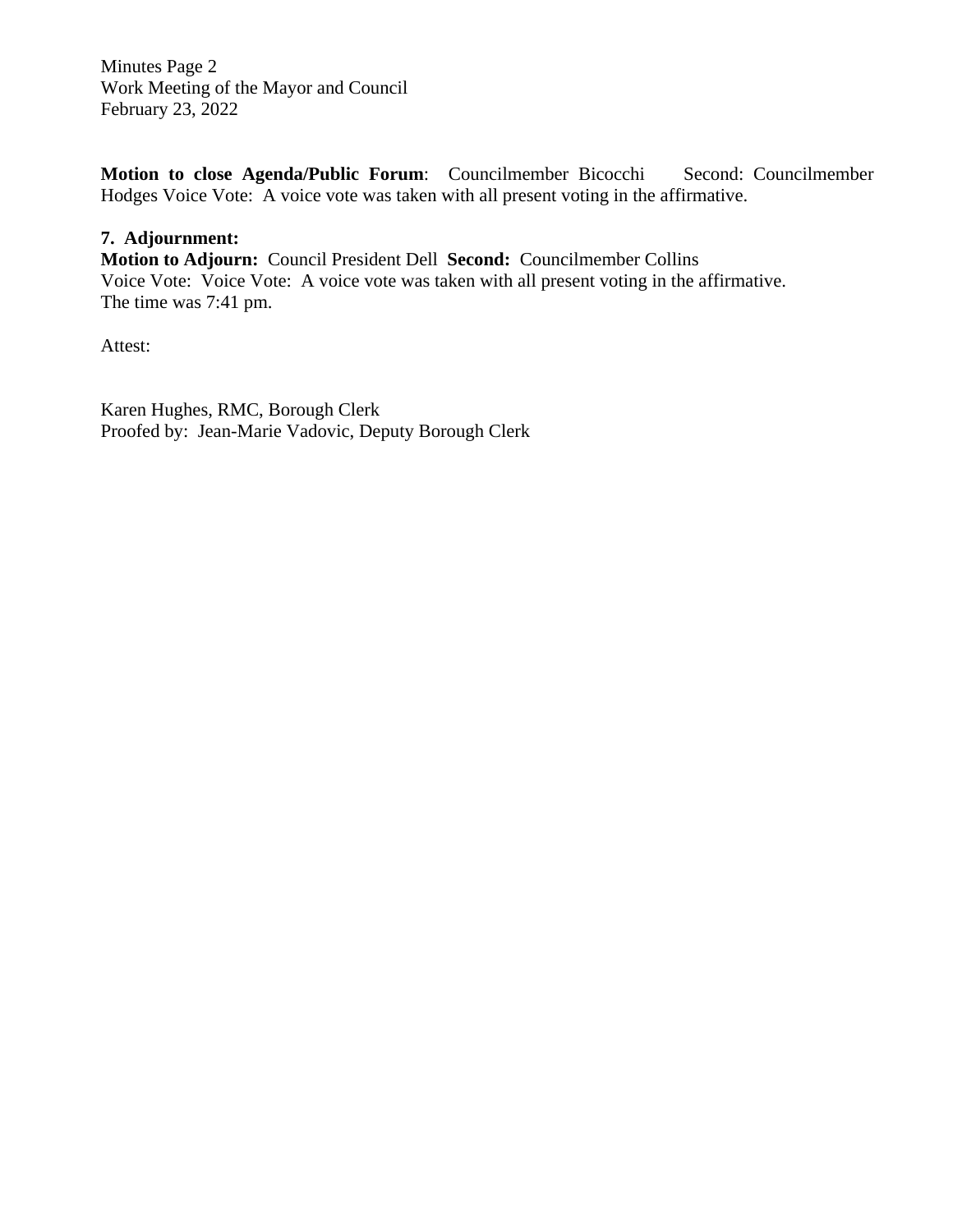**Motion to close Agenda/Public Forum**: Councilmember Bicocchi Second: Councilmember Hodges Voice Vote: A voice vote was taken with all present voting in the affirmative.

**7. Adjournment:**
**Motion to Adjourn:** Council President Dell **Second:** Councilmember Collins
Voice Vote: Voice Vote: A voice vote was taken with all present voting in the affirmative.
The time was 7:41 pm.

Attest:

Karen Hughes, RMC, Borough Clerk
Proofed by: Jean-Marie Vadovic, Deputy Borough Clerk